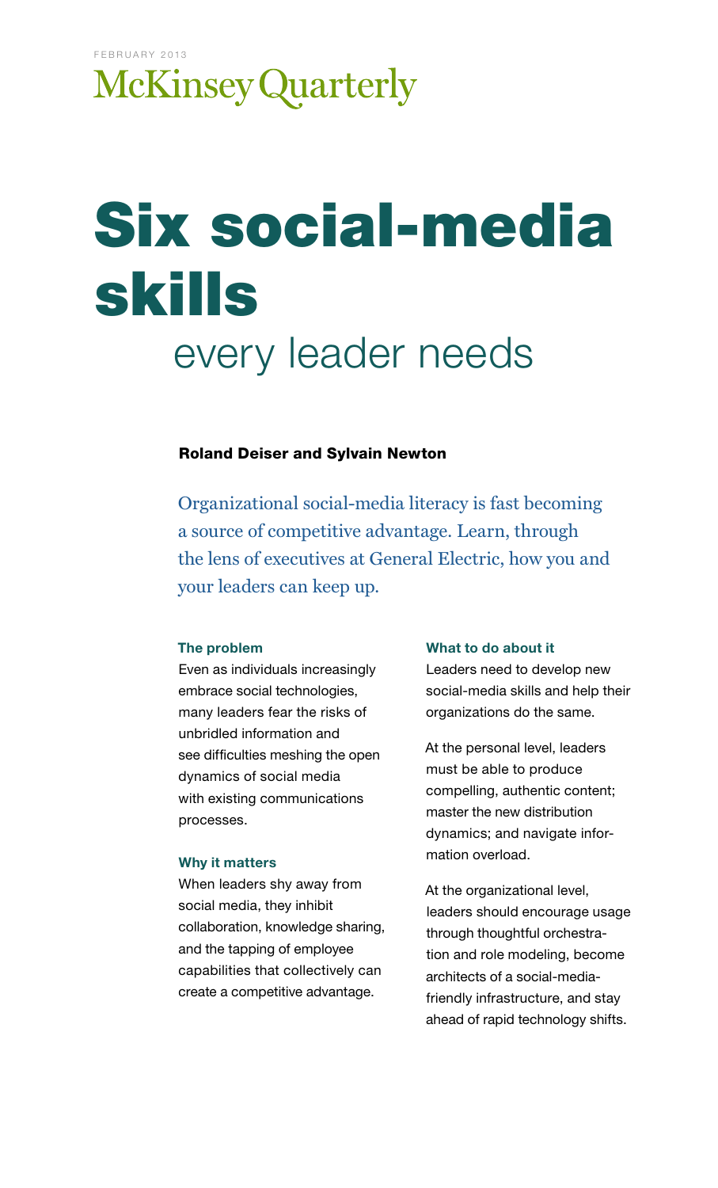FEBRUARY 2013

McKinsey Quarterly

# Six social-media skills every leader needs

**Roland Deiser and Sylvain Newton**

Organizational social-media literacy is fast becoming a source of competitive advantage. Learn, through the lens of executives at General Electric, how you and your leaders can keep up.

#### The problem

Even as individuals increasingly embrace social technologies, many leaders fear the risks of unbridled information and see difficulties meshing the open dynamics of social media with existing communications processes.

#### Why it matters

When leaders shy away from social media, they inhibit collaboration, knowledge sharing, and the tapping of employee capabilities that collectively can create a competitive advantage.

#### What to do about it

Leaders need to develop new social-media skills and help their organizations do the same.

At the personal level, leaders must be able to produce compelling, authentic content; master the new distribution dynamics; and navigate information overload.

At the organizational level, leaders should encourage usage through thoughtful orchestration and role modeling, become architects of a social-media-friendly infrastructure, and stay ahead of rapid technology shifts.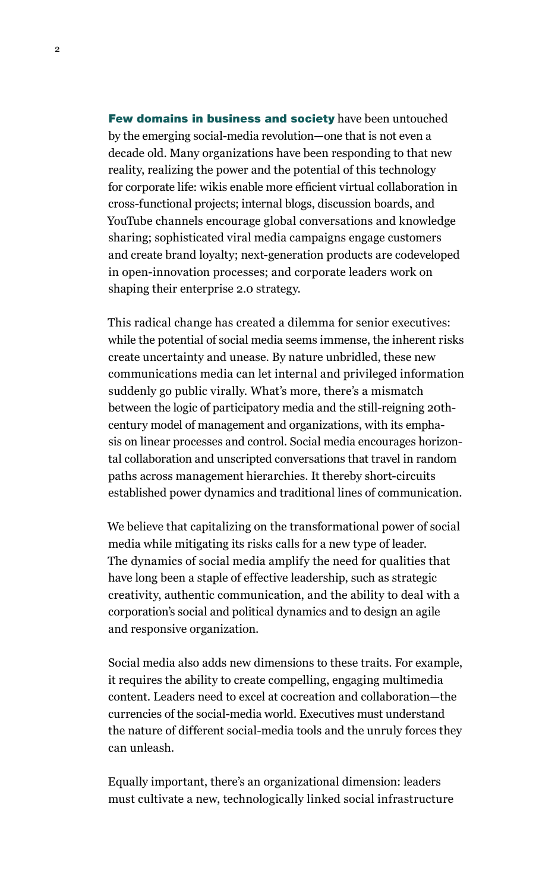**Few domains in business and society** have been untouched by the emerging social-media revolution—one that is not even a decade old. Many organizations have been responding to that new reality, realizing the power and the potential of this technology for corporate life: wikis enable more efficient virtual collaboration in cross-functional projects; internal blogs, discussion boards, and YouTube channels encourage global conversations and knowledge sharing; sophisticated viral media campaigns engage customers and create brand loyalty; next-generation products are codeveloped in open-innovation processes; and corporate leaders work on shaping their enterprise 2.0 strategy.

This radical change has created a dilemma for senior executives: while the potential of social media seems immense, the inherent risks create uncertainty and unease. By nature unbridled, these new communications media can let internal and privileged information suddenly go public virally. What's more, there's a mismatch between the logic of participatory media and the still-reigning 20th-century model of management and organizations, with its emphasis on linear processes and control. Social media encourages horizontal collaboration and unscripted conversations that travel in random paths across management hierarchies. It thereby short-circuits established power dynamics and traditional lines of communication.

We believe that capitalizing on the transformational power of social media while mitigating its risks calls for a new type of leader. The dynamics of social media amplify the need for qualities that have long been a staple of effective leadership, such as strategic creativity, authentic communication, and the ability to deal with a corporation's social and political dynamics and to design an agile and responsive organization.

Social media also adds new dimensions to these traits. For example, it requires the ability to create compelling, engaging multimedia content. Leaders need to excel at cocreation and collaboration—the currencies of the social-media world. Executives must understand the nature of different social-media tools and the unruly forces they can unleash.

Equally important, there's an organizational dimension: leaders must cultivate a new, technologically linked social infrastructure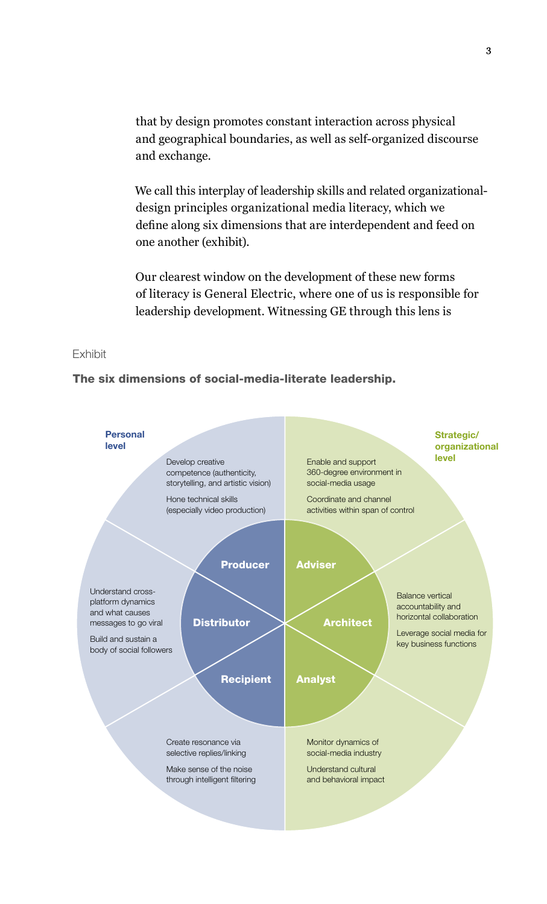that by design promotes constant interaction across physical and geographical boundaries, as well as self-organized discourse and exchange.

We call this interplay of leadership skills and related organizational-design principles organizational media literacy, which we define along six dimensions that are interdependent and feed on one another (exhibit).

Our clearest window on the development of these new forms of literacy is General Electric, where one of us is responsible for leadership development. Witnessing GE through this lens is

Exhibit

**The six dimensions of social-media-literate leadership.**

**Personal level**

**Producer**
- Develop creative competence (authenticity, storytelling, and artistic vision)
- Hone technical skills (especially video production)

**Distributor**
- Understand cross-platform dynamics and what causes messages to go viral
- Build and sustain a body of social followers

**Recipient**
- Create resonance via selective replies/linking
- Make sense of the noise through intelligent filtering

**Strategic/organizational level**

**Adviser**
- Enable and support 360-degree environment in social-media usage
- Coordinate and channel activities within span of control

**Architect**
- Balance vertical accountability and horizontal collaboration
- Leverage social media for key business functions

**Analyst**
- Monitor dynamics of social-media industry
- Understand cultural and behavioral impact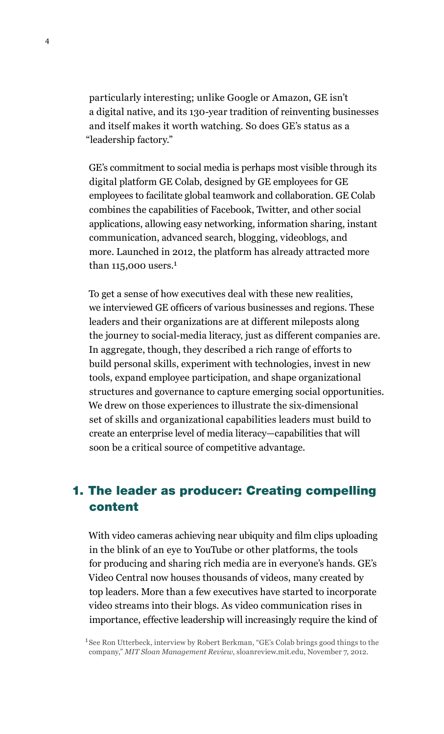particularly interesting; unlike Google or Amazon, GE isn't a digital native, and its 130-year tradition of reinventing businesses and itself makes it worth watching. So does GE's status as a "leadership factory."

GE's commitment to social media is perhaps most visible through its digital platform GE Colab, designed by GE employees for GE employees to facilitate global teamwork and collaboration. GE Colab combines the capabilities of Facebook, Twitter, and other social applications, allowing easy networking, information sharing, instant communication, advanced search, blogging, videoblogs, and more. Launched in 2012, the platform has already attracted more than 115,000 users.[1]

To get a sense of how executives deal with these new realities, we interviewed GE officers of various businesses and regions. These leaders and their organizations are at different mileposts along the journey to social-media literacy, just as different companies are. In aggregate, though, they described a rich range of efforts to build personal skills, experiment with technologies, invest in new tools, expand employee participation, and shape organizational structures and governance to capture emerging social opportunities. We drew on those experiences to illustrate the six-dimensional set of skills and organizational capabilities leaders must build to create an enterprise level of media literacy—capabilities that will soon be a critical source of competitive advantage.

## 1. The leader as producer: Creating compelling content

With video cameras achieving near ubiquity and film clips uploading in the blink of an eye to YouTube or other platforms, the tools for producing and sharing rich media are in everyone's hands. GE's Video Central now houses thousands of videos, many created by top leaders. More than a few executives have started to incorporate video streams into their blogs. As video communication rises in importance, effective leadership will increasingly require the kind of

[1] See Ron Utterbeck, interview by Robert Berkman, "GE's Colab brings good things to the company," *MIT Sloan Management Review*, sloanreview.mit.edu, November 7, 2012.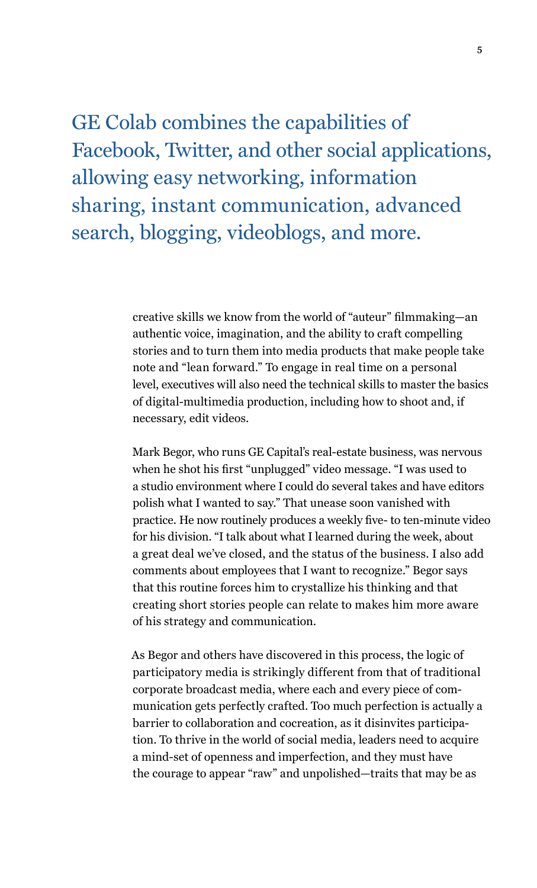> GE Colab combines the capabilities of Facebook, Twitter, and other social applications, allowing easy networking, information sharing, instant communication, advanced search, blogging, videoblogs, and more.

creative skills we know from the world of "auteur" filmmaking—an authentic voice, imagination, and the ability to craft compelling stories and to turn them into media products that make people take note and "lean forward." To engage in real time on a personal level, executives will also need the technical skills to master the basics of digital-multimedia production, including how to shoot and, if necessary, edit videos.

Mark Begor, who runs GE Capital's real-estate business, was nervous when he shot his first "unplugged" video message. "I was used to a studio environment where I could do several takes and have editors polish what I wanted to say." That unease soon vanished with practice. He now routinely produces a weekly five- to ten-minute video for his division. "I talk about what I learned during the week, about a great deal we've closed, and the status of the business. I also add comments about employees that I want to recognize." Begor says that this routine forces him to crystallize his thinking and that creating short stories people can relate to makes him more aware of his strategy and communication.

As Begor and others have discovered in this process, the logic of participatory media is strikingly different from that of traditional corporate broadcast media, where each and every piece of communication gets perfectly crafted. Too much perfection is actually a barrier to collaboration and cocreation, as it disinvites participation. To thrive in the world of social media, leaders need to acquire a mind-set of openness and imperfection, and they must have the courage to appear "raw" and unpolished—traits that may be as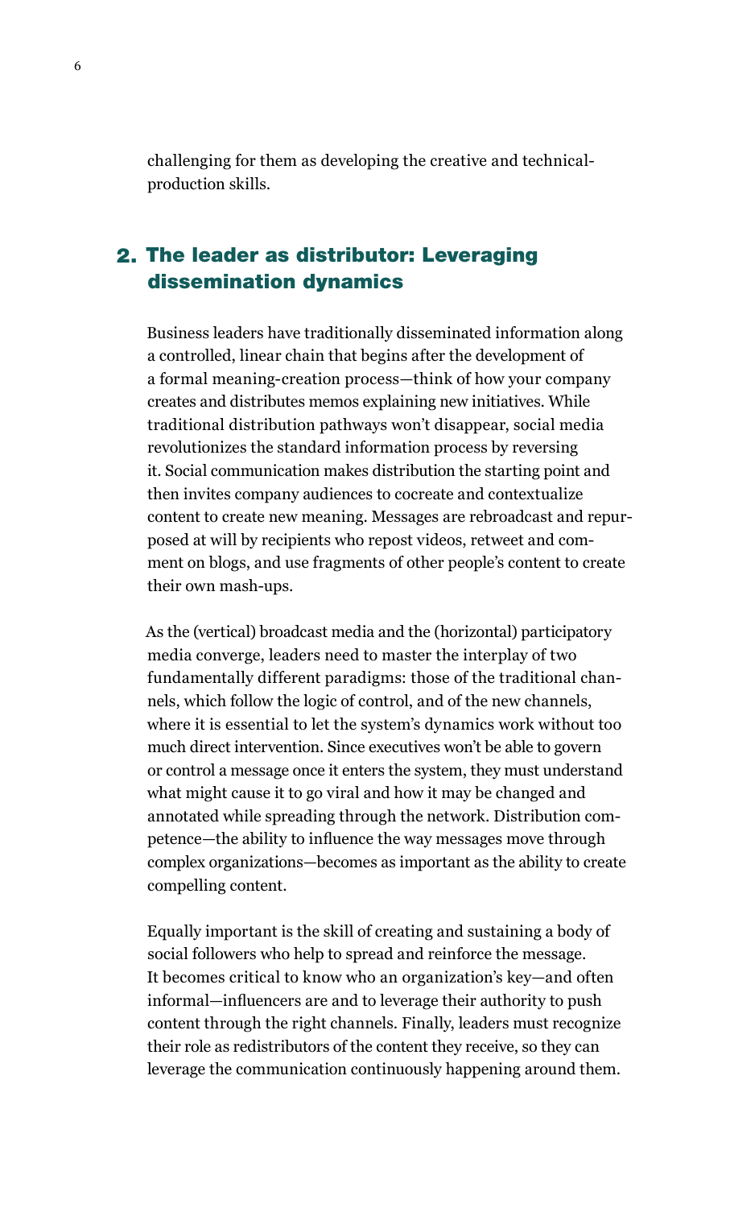challenging for them as developing the creative and technical-production skills.

## 2. The leader as distributor: Leveraging dissemination dynamics

Business leaders have traditionally disseminated information along a controlled, linear chain that begins after the development of a formal meaning-creation process—think of how your company creates and distributes memos explaining new initiatives. While traditional distribution pathways won't disappear, social media revolutionizes the standard information process by reversing it. Social communication makes distribution the starting point and then invites company audiences to cocreate and contextualize content to create new meaning. Messages are rebroadcast and repurposed at will by recipients who repost videos, retweet and comment on blogs, and use fragments of other people's content to create their own mash-ups.

As the (vertical) broadcast media and the (horizontal) participatory media converge, leaders need to master the interplay of two fundamentally different paradigms: those of the traditional channels, which follow the logic of control, and of the new channels, where it is essential to let the system's dynamics work without too much direct intervention. Since executives won't be able to govern or control a message once it enters the system, they must understand what might cause it to go viral and how it may be changed and annotated while spreading through the network. Distribution competence—the ability to influence the way messages move through complex organizations—becomes as important as the ability to create compelling content.

Equally important is the skill of creating and sustaining a body of social followers who help to spread and reinforce the message. It becomes critical to know who an organization's key—and often informal—influencers are and to leverage their authority to push content through the right channels. Finally, leaders must recognize their role as redistributors of the content they receive, so they can leverage the communication continuously happening around them.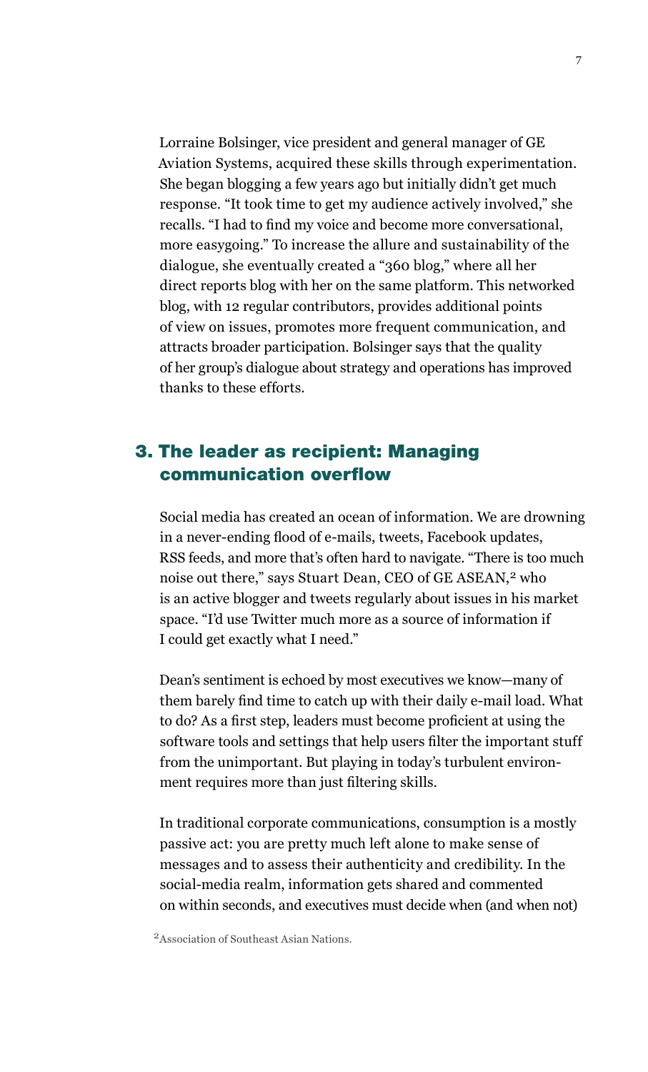Lorraine Bolsinger, vice president and general manager of GE Aviation Systems, acquired these skills through experimentation. She began blogging a few years ago but initially didn't get much response. "It took time to get my audience actively involved," she recalls. "I had to find my voice and become more conversational, more easygoing." To increase the allure and sustainability of the dialogue, she eventually created a "360 blog," where all her direct reports blog with her on the same platform. This networked blog, with 12 regular contributors, provides additional points of view on issues, promotes more frequent communication, and attracts broader participation. Bolsinger says that the quality of her group's dialogue about strategy and operations has improved thanks to these efforts.

## 3. The leader as recipient: Managing communication overflow

Social media has created an ocean of information. We are drowning in a never-ending flood of e-mails, tweets, Facebook updates, RSS feeds, and more that's often hard to navigate. "There is too much noise out there," says Stuart Dean, CEO of GE ASEAN,[2] who is an active blogger and tweets regularly about issues in his market space. "I'd use Twitter much more as a source of information if I could get exactly what I need."

Dean's sentiment is echoed by most executives we know—many of them barely find time to catch up with their daily e-mail load. What to do? As a first step, leaders must become proficient at using the software tools and settings that help users filter the important stuff from the unimportant. But playing in today's turbulent environment requires more than just filtering skills.

In traditional corporate communications, consumption is a mostly passive act: you are pretty much left alone to make sense of messages and to assess their authenticity and credibility. In the social-media realm, information gets shared and commented on within seconds, and executives must decide when (and when not)

[2] Association of Southeast Asian Nations.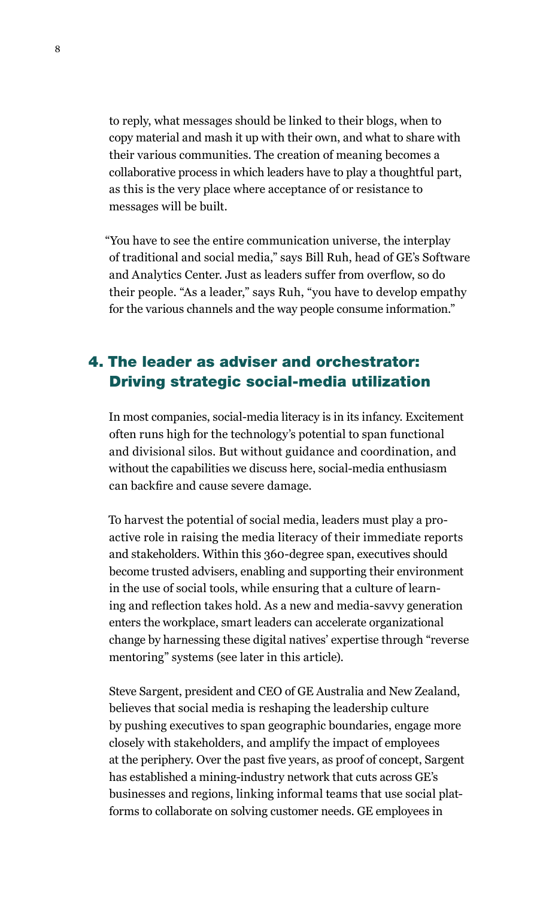to reply, what messages should be linked to their blogs, when to copy material and mash it up with their own, and what to share with their various communities. The creation of meaning becomes a collaborative process in which leaders have to play a thoughtful part, as this is the very place where acceptance of or resistance to messages will be built.

"You have to see the entire communication universe, the interplay of traditional and social media," says Bill Ruh, head of GE's Software and Analytics Center. Just as leaders suffer from overflow, so do their people. "As a leader," says Ruh, "you have to develop empathy for the various channels and the way people consume information."

## 4. The leader as adviser and orchestrator: Driving strategic social-media utilization

In most companies, social-media literacy is in its infancy. Excitement often runs high for the technology's potential to span functional and divisional silos. But without guidance and coordination, and without the capabilities we discuss here, social-media enthusiasm can backfire and cause severe damage.

To harvest the potential of social media, leaders must play a proactive role in raising the media literacy of their immediate reports and stakeholders. Within this 360-degree span, executives should become trusted advisers, enabling and supporting their environment in the use of social tools, while ensuring that a culture of learning and reflection takes hold. As a new and media-savvy generation enters the workplace, smart leaders can accelerate organizational change by harnessing these digital natives' expertise through "reverse mentoring" systems (see later in this article).

Steve Sargent, president and CEO of GE Australia and New Zealand, believes that social media is reshaping the leadership culture by pushing executives to span geographic boundaries, engage more closely with stakeholders, and amplify the impact of employees at the periphery. Over the past five years, as proof of concept, Sargent has established a mining-industry network that cuts across GE's businesses and regions, linking informal teams that use social platforms to collaborate on solving customer needs. GE employees in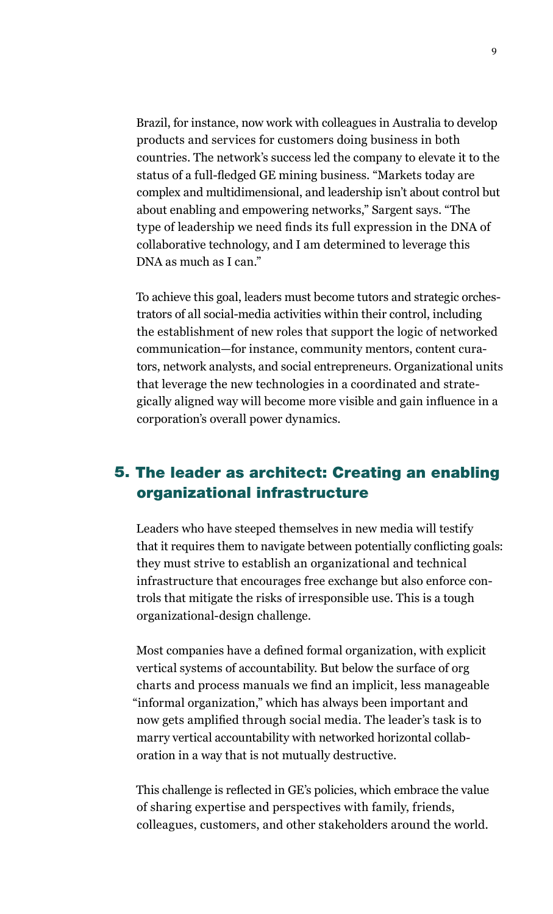Brazil, for instance, now work with colleagues in Australia to develop products and services for customers doing business in both countries. The network's success led the company to elevate it to the status of a full-fledged GE mining business. "Markets today are complex and multidimensional, and leadership isn't about control but about enabling and empowering networks," Sargent says. "The type of leadership we need finds its full expression in the DNA of collaborative technology, and I am determined to leverage this DNA as much as I can."

To achieve this goal, leaders must become tutors and strategic orchestrators of all social-media activities within their control, including the establishment of new roles that support the logic of networked communication—for instance, community mentors, content curators, network analysts, and social entrepreneurs. Organizational units that leverage the new technologies in a coordinated and strategically aligned way will become more visible and gain influence in a corporation's overall power dynamics.

## 5. The leader as architect: Creating an enabling organizational infrastructure

Leaders who have steeped themselves in new media will testify that it requires them to navigate between potentially conflicting goals: they must strive to establish an organizational and technical infrastructure that encourages free exchange but also enforce controls that mitigate the risks of irresponsible use. This is a tough organizational-design challenge.

Most companies have a defined formal organization, with explicit vertical systems of accountability. But below the surface of org charts and process manuals we find an implicit, less manageable "informal organization," which has always been important and now gets amplified through social media. The leader's task is to marry vertical accountability with networked horizontal collaboration in a way that is not mutually destructive.

This challenge is reflected in GE's policies, which embrace the value of sharing expertise and perspectives with family, friends, colleagues, customers, and other stakeholders around the world.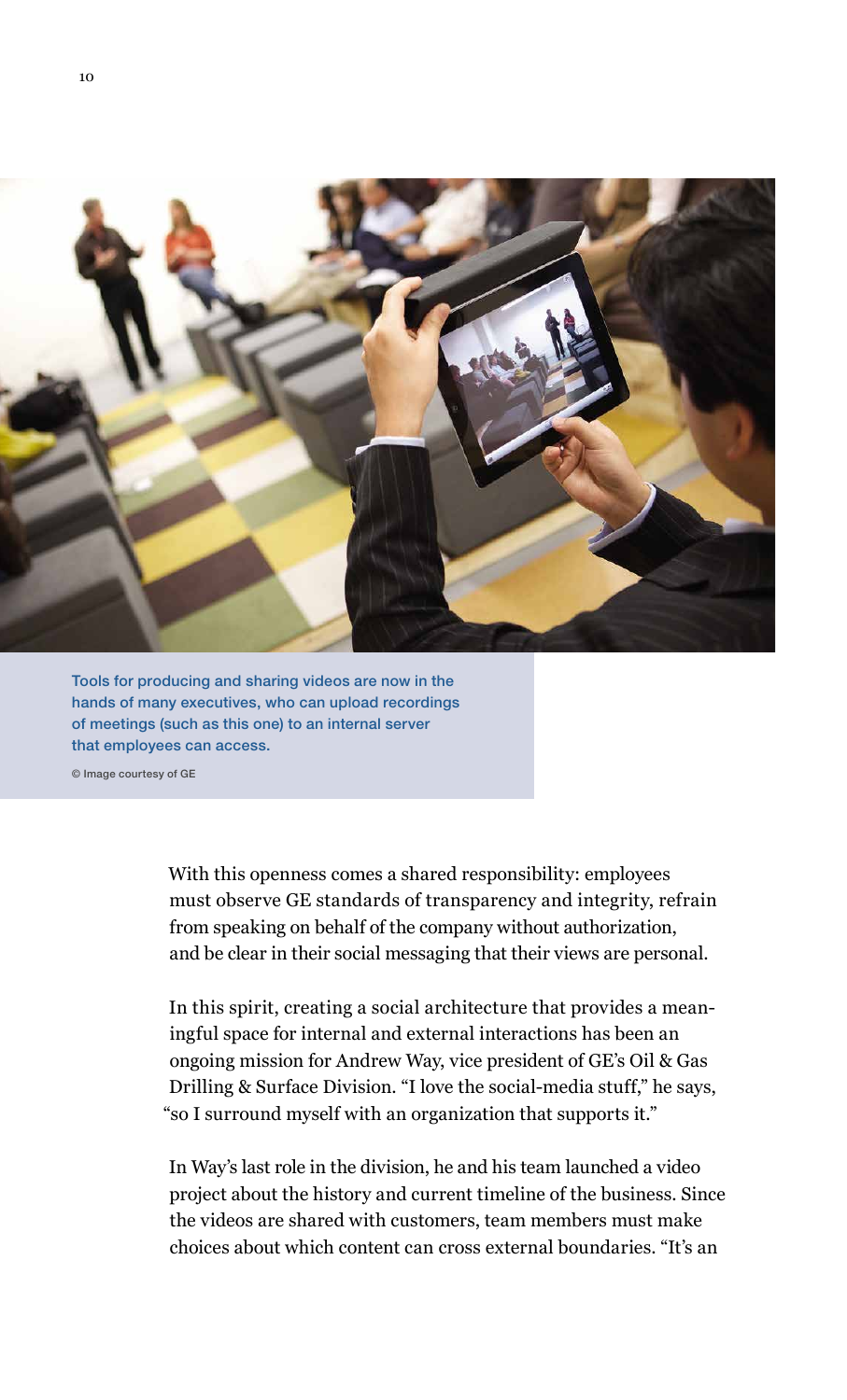Tools for producing and sharing videos are now in the hands of many executives, who can upload recordings of meetings (such as this one) to an internal server that employees can access.

© Image courtesy of GE

With this openness comes a shared responsibility: employees must observe GE standards of transparency and integrity, refrain from speaking on behalf of the company without authorization, and be clear in their social messaging that their views are personal.

In this spirit, creating a social architecture that provides a meaningful space for internal and external interactions has been an ongoing mission for Andrew Way, vice president of GE's Oil & Gas Drilling & Surface Division. "I love the social-media stuff," he says, "so I surround myself with an organization that supports it."

In Way's last role in the division, he and his team launched a video project about the history and current timeline of the business. Since the videos are shared with customers, team members must make choices about which content can cross external boundaries. "It's an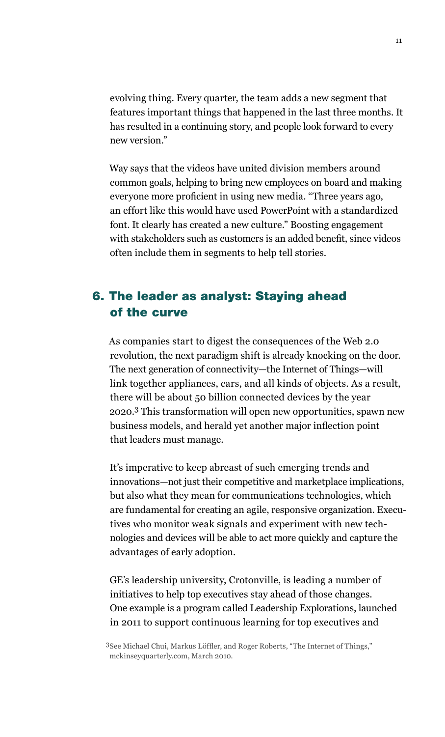evolving thing. Every quarter, the team adds a new segment that features important things that happened in the last three months. It has resulted in a continuing story, and people look forward to every new version."

Way says that the videos have united division members around common goals, helping to bring new employees on board and making everyone more proficient in using new media. "Three years ago, an effort like this would have used PowerPoint with a standardized font. It clearly has created a new culture." Boosting engagement with stakeholders such as customers is an added benefit, since videos often include them in segments to help tell stories.

## 6. The leader as analyst: Staying ahead of the curve

As companies start to digest the consequences of the Web 2.0 revolution, the next paradigm shift is already knocking on the door. The next generation of connectivity—the Internet of Things—will link together appliances, cars, and all kinds of objects. As a result, there will be about 50 billion connected devices by the year 2020.[3] This transformation will open new opportunities, spawn new business models, and herald yet another major inflection point that leaders must manage.

It's imperative to keep abreast of such emerging trends and innovations—not just their competitive and marketplace implications, but also what they mean for communications technologies, which are fundamental for creating an agile, responsive organization. Executives who monitor weak signals and experiment with new technologies and devices will be able to act more quickly and capture the advantages of early adoption.

GE's leadership university, Crotonville, is leading a number of initiatives to help top executives stay ahead of those changes. One example is a program called Leadership Explorations, launched in 2011 to support continuous learning for top executives and

[3] See Michael Chui, Markus Löffler, and Roger Roberts, "The Internet of Things," mckinseyquarterly.com, March 2010.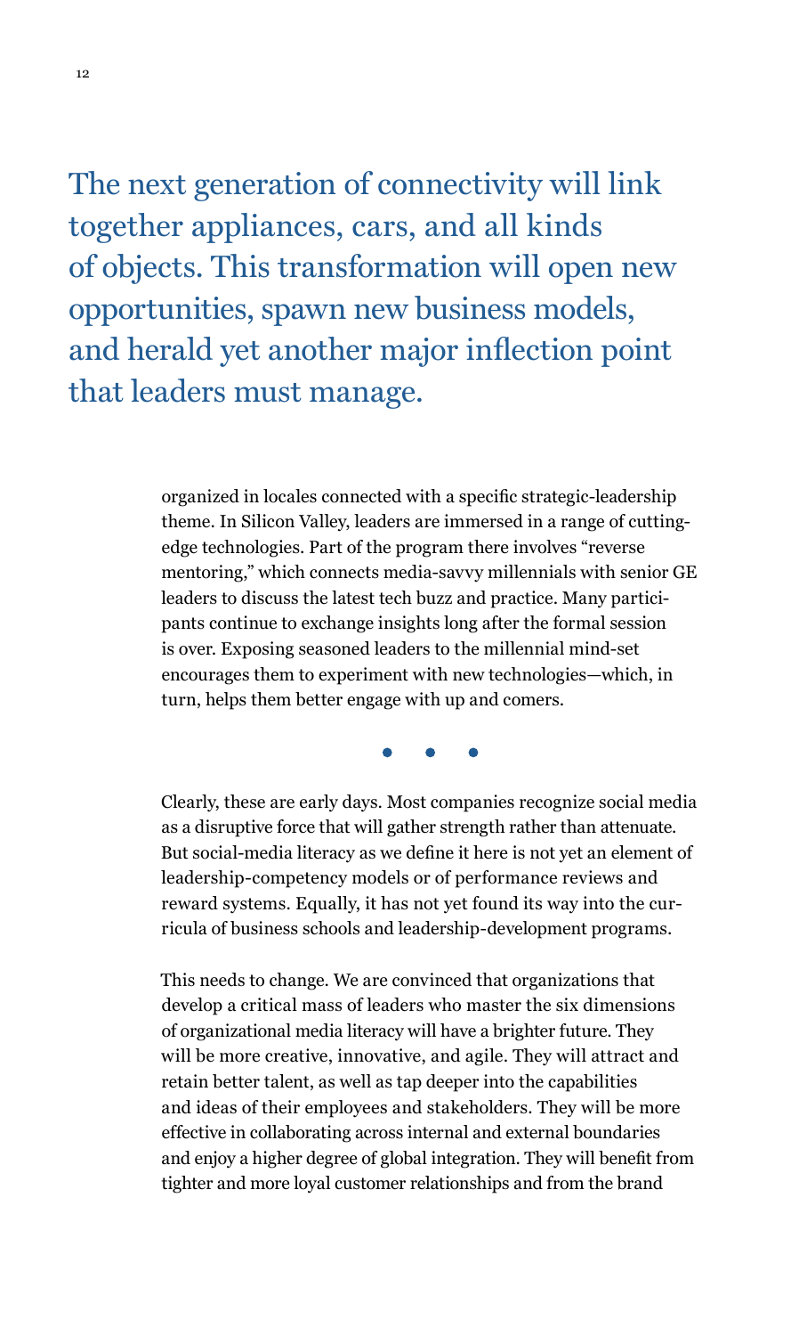> The next generation of connectivity will link together appliances, cars, and all kinds of objects. This transformation will open new opportunities, spawn new business models, and herald yet another major inflection point that leaders must manage.

organized in locales connected with a specific strategic-leadership theme. In Silicon Valley, leaders are immersed in a range of cutting-edge technologies. Part of the program there involves "reverse mentoring," which connects media-savvy millennials with senior GE leaders to discuss the latest tech buzz and practice. Many participants continue to exchange insights long after the formal session is over. Exposing seasoned leaders to the millennial mind-set encourages them to experiment with new technologies—which, in turn, helps them better engage with up and comers.

• • •

Clearly, these are early days. Most companies recognize social media as a disruptive force that will gather strength rather than attenuate. But social-media literacy as we define it here is not yet an element of leadership-competency models or of performance reviews and reward systems. Equally, it has not yet found its way into the curricula of business schools and leadership-development programs.

This needs to change. We are convinced that organizations that develop a critical mass of leaders who master the six dimensions of organizational media literacy will have a brighter future. They will be more creative, innovative, and agile. They will attract and retain better talent, as well as tap deeper into the capabilities and ideas of their employees and stakeholders. They will be more effective in collaborating across internal and external boundaries and enjoy a higher degree of global integration. They will benefit from tighter and more loyal customer relationships and from the brand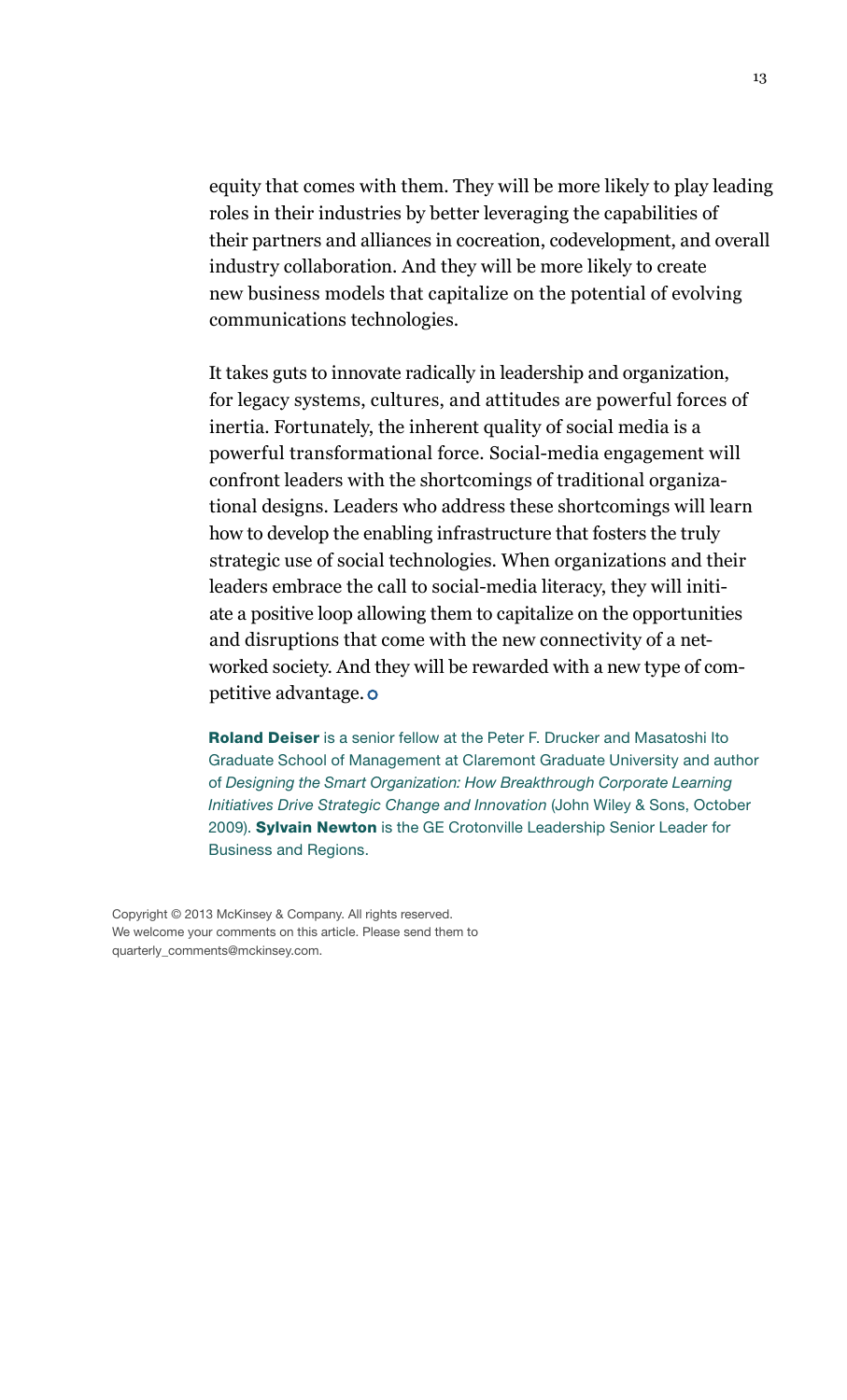equity that comes with them. They will be more likely to play leading roles in their industries by better leveraging the capabilities of their partners and alliances in cocreation, codevelopment, and overall industry collaboration. And they will be more likely to create new business models that capitalize on the potential of evolving communications technologies.

It takes guts to innovate radically in leadership and organization, for legacy systems, cultures, and attitudes are powerful forces of inertia. Fortunately, the inherent quality of social media is a powerful transformational force. Social-media engagement will confront leaders with the shortcomings of traditional organizational designs. Leaders who address these shortcomings will learn how to develop the enabling infrastructure that fosters the truly strategic use of social technologies. When organizations and their leaders embrace the call to social-media literacy, they will initiate a positive loop allowing them to capitalize on the opportunities and disruptions that come with the new connectivity of a networked society. And they will be rewarded with a new type of competitive advantage.

**Roland Deiser** is a senior fellow at the Peter F. Drucker and Masatoshi Ito Graduate School of Management at Claremont Graduate University and author of *Designing the Smart Organization: How Breakthrough Corporate Learning Initiatives Drive Strategic Change and Innovation* (John Wiley & Sons, October 2009). **Sylvain Newton** is the GE Crotonville Leadership Senior Leader for Business and Regions.

Copyright © 2013 McKinsey & Company. All rights reserved.
We welcome your comments on this article. Please send them to quarterly_comments@mckinsey.com.